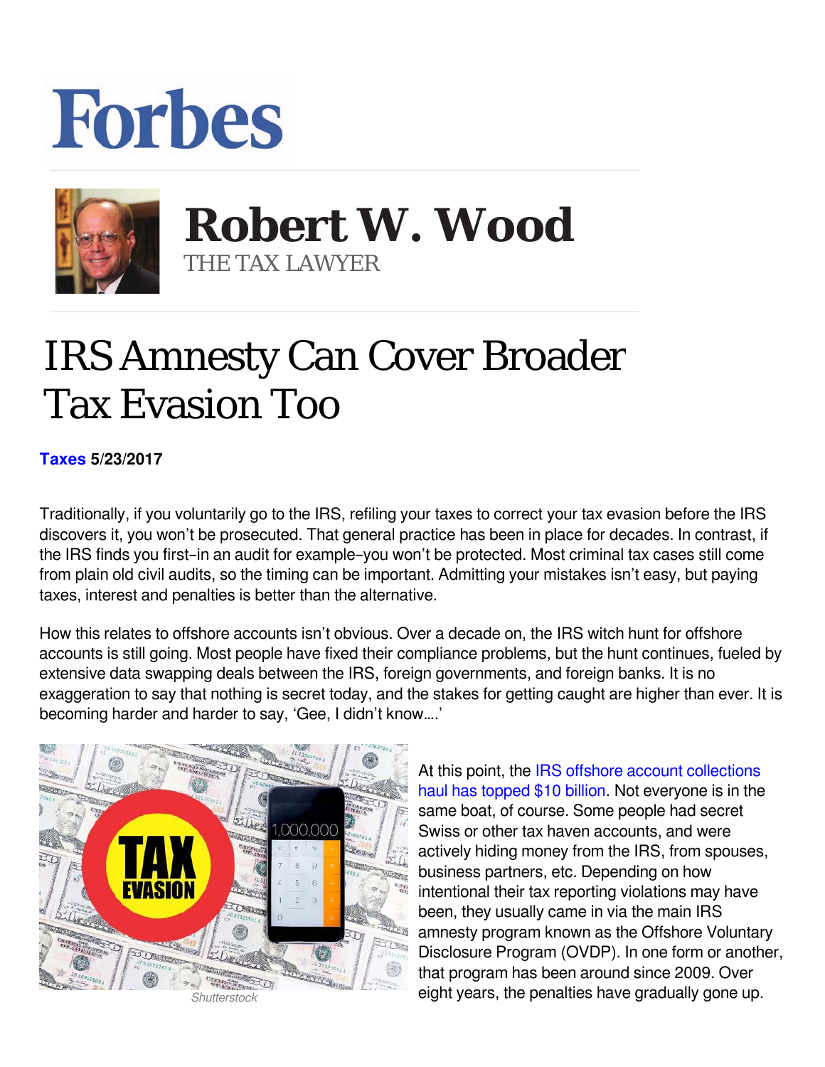# Forbes

## Robert W. Wood
THE TAX LAWYER

# IRS Amnesty Can Cover Broader Tax Evasion Too

**Taxes 5/23/2017**

Traditionally, if you voluntarily go to the IRS, refiling your taxes to correct your tax evasion before the IRS discovers it, you won't be prosecuted. That general practice has been in place for decades. In contrast, if the IRS finds you first–in an audit for example–you won't be protected. Most criminal tax cases still come from plain old civil audits, so the timing can be important. Admitting your mistakes isn't easy, but paying taxes, interest and penalties is better than the alternative.

How this relates to offshore accounts isn't obvious. Over a decade on, the IRS witch hunt for offshore accounts is still going. Most people have fixed their compliance problems, but the hunt continues, fueled by extensive data swapping deals between the IRS, foreign governments, and foreign banks. It is no exaggeration to say that nothing is secret today, and the stakes for getting caught are higher than ever. It is becoming harder and harder to say, 'Gee, I didn't know….'

Shutterstock

At this point, the IRS offshore account collections haul has topped $10 billion. Not everyone is in the same boat, of course. Some people had secret Swiss or other tax haven accounts, and were actively hiding money from the IRS, from spouses, business partners, etc. Depending on how intentional their tax reporting violations may have been, they usually came in via the main IRS amnesty program known as the Offshore Voluntary Disclosure Program (OVDP). In one form or another, that program has been around since 2009. Over eight years, the penalties have gradually gone up.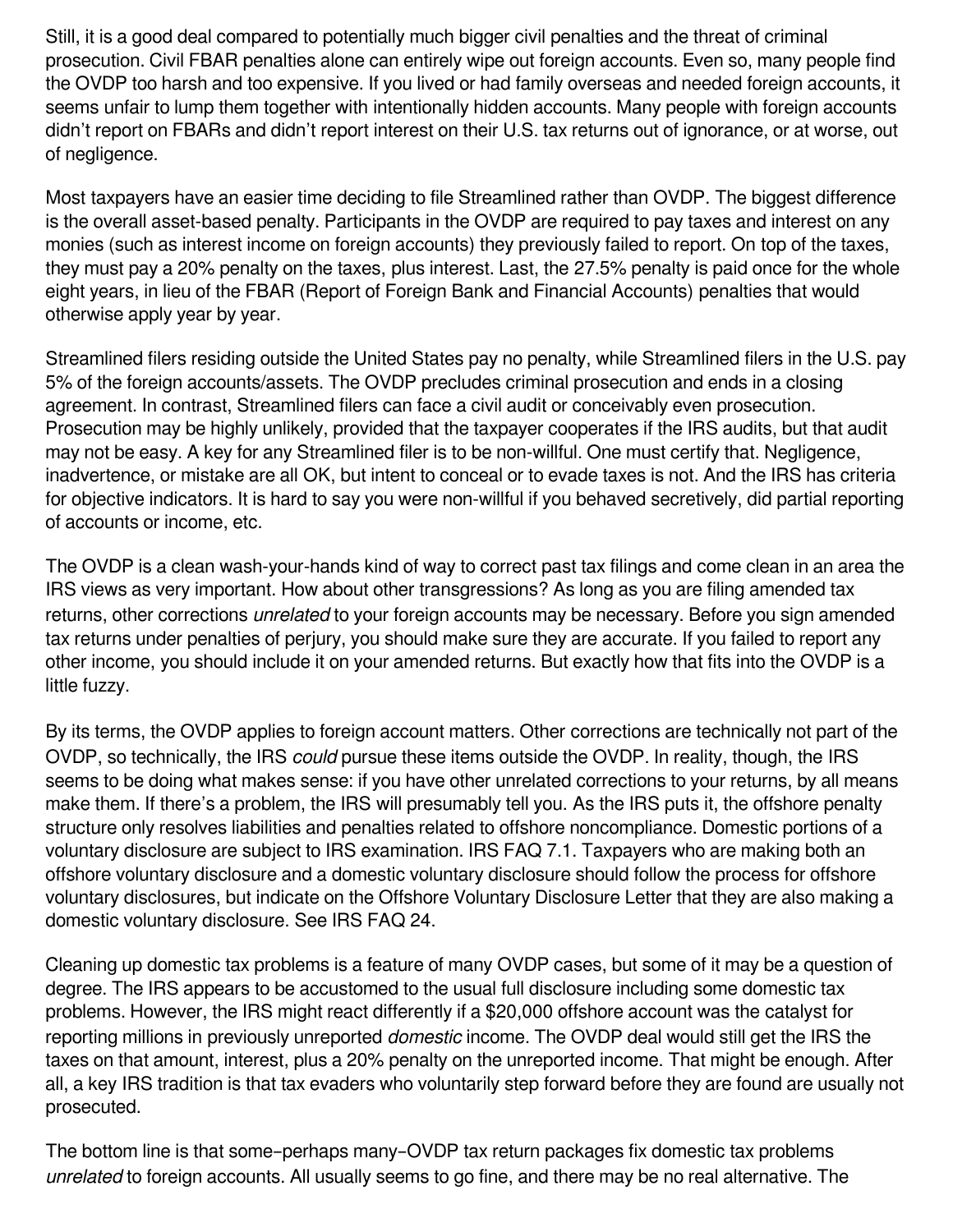Still, it is a good deal compared to potentially much bigger civil penalties and the threat of criminal prosecution. Civil FBAR penalties alone can entirely wipe out foreign accounts. Even so, many people find the OVDP too harsh and too expensive. If you lived or had family overseas and needed foreign accounts, it seems unfair to lump them together with intentionally hidden accounts. Many people with foreign accounts didn't report on FBARs and didn't report interest on their U.S. tax returns out of ignorance, or at worse, out of negligence.

Most taxpayers have an easier time deciding to file Streamlined rather than OVDP. The biggest difference is the overall asset-based penalty. Participants in the OVDP are required to pay taxes and interest on any monies (such as interest income on foreign accounts) they previously failed to report. On top of the taxes, they must pay a 20% penalty on the taxes, plus interest. Last, the 27.5% penalty is paid once for the whole eight years, in lieu of the FBAR (Report of Foreign Bank and Financial Accounts) penalties that would otherwise apply year by year.

Streamlined filers residing outside the United States pay no penalty, while Streamlined filers in the U.S. pay 5% of the foreign accounts/assets. The OVDP precludes criminal prosecution and ends in a closing agreement. In contrast, Streamlined filers can face a civil audit or conceivably even prosecution. Prosecution may be highly unlikely, provided that the taxpayer cooperates if the IRS audits, but that audit may not be easy. A key for any Streamlined filer is to be non-willful. One must certify that. Negligence, inadvertence, or mistake are all OK, but intent to conceal or to evade taxes is not. And the IRS has criteria for objective indicators. It is hard to say you were non-willful if you behaved secretively, did partial reporting of accounts or income, etc.

The OVDP is a clean wash-your-hands kind of way to correct past tax filings and come clean in an area the IRS views as very important. How about other transgressions? As long as you are filing amended tax returns, other corrections *unrelated* to your foreign accounts may be necessary. Before you sign amended tax returns under penalties of perjury, you should make sure they are accurate. If you failed to report any other income, you should include it on your amended returns. But exactly how that fits into the OVDP is a little fuzzy.

By its terms, the OVDP applies to foreign account matters. Other corrections are technically not part of the OVDP, so technically, the IRS *could* pursue these items outside the OVDP. In reality, though, the IRS seems to be doing what makes sense: if you have other unrelated corrections to your returns, by all means make them. If there's a problem, the IRS will presumably tell you. As the IRS puts it, the offshore penalty structure only resolves liabilities and penalties related to offshore noncompliance. Domestic portions of a voluntary disclosure are subject to IRS examination. IRS FAQ 7.1. Taxpayers who are making both an offshore voluntary disclosure and a domestic voluntary disclosure should follow the process for offshore voluntary disclosures, but indicate on the Offshore Voluntary Disclosure Letter that they are also making a domestic voluntary disclosure. See IRS FAQ 24.

Cleaning up domestic tax problems is a feature of many OVDP cases, but some of it may be a question of degree. The IRS appears to be accustomed to the usual full disclosure including some domestic tax problems. However, the IRS might react differently if a $20,000 offshore account was the catalyst for reporting millions in previously unreported *domestic* income. The OVDP deal would still get the IRS the taxes on that amount, interest, plus a 20% penalty on the unreported income. That might be enough. After all, a key IRS tradition is that tax evaders who voluntarily step forward before they are found are usually not prosecuted.

The bottom line is that some–perhaps many–OVDP tax return packages fix domestic tax problems *unrelated* to foreign accounts. All usually seems to go fine, and there may be no real alternative. The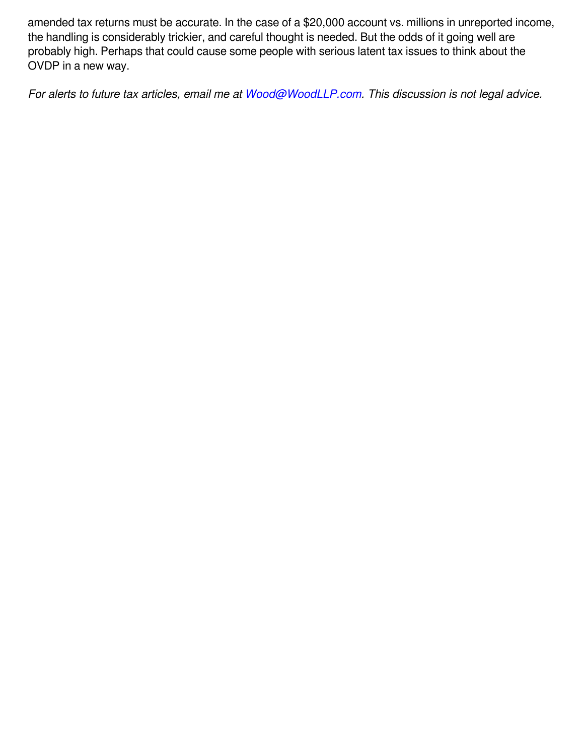amended tax returns must be accurate. In the case of a $20,000 account vs. millions in unreported income, the handling is considerably trickier, and careful thought is needed. But the odds of it going well are probably high. Perhaps that could cause some people with serious latent tax issues to think about the OVDP in a new way.

*For alerts to future tax articles, email me at Wood@WoodLLP.com. This discussion is not legal advice.*